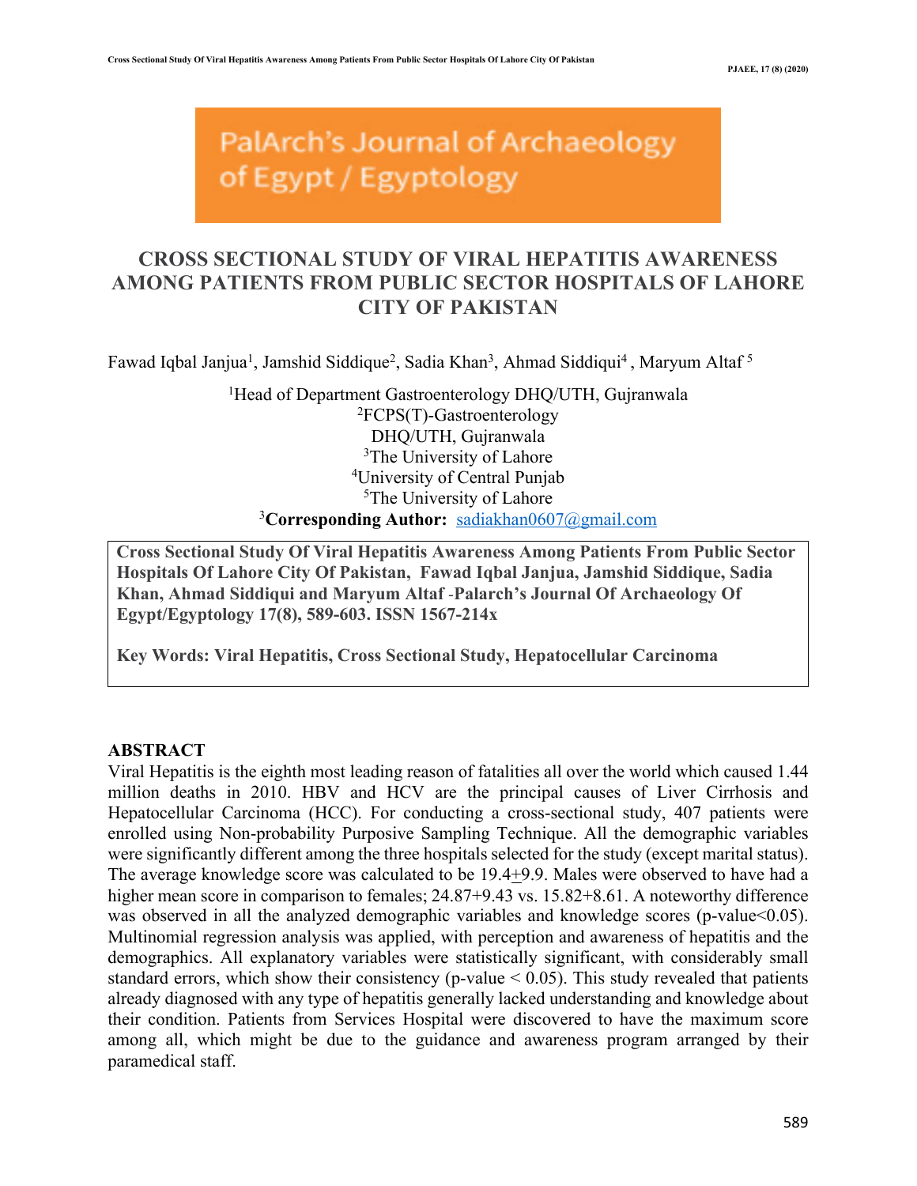PalArch's Journal of Archaeology of Egypt / Egyptology

# CROSS SECTIONAL STUDY OF VIRAL HEPATITIS AWARENESS AMONG PATIENTS FROM PUBLIC SECTOR HOSPITALS OF LAHORE CITY OF PAKISTAN

Fawad Iqbal Janjua[1], Jamshid Siddique[2], Sadia Khan[3], Ahmad Siddiqui[4] , Maryum Altaf [5]

[1]Head of Department Gastroenterology DHQ/UTH, Gujranwala
[2]FCPS(T)-Gastroenterology
DHQ/UTH, Gujranwala
[3]The University of Lahore
[4]University of Central Punjab
[5]The University of Lahore
[3]**Corresponding Author:** sadiakhan0607@gmail.com

**Cross Sectional Study Of Viral Hepatitis Awareness Among Patients From Public Sector Hospitals Of Lahore City Of Pakistan, Fawad Iqbal Janjua, Jamshid Siddique, Sadia Khan, Ahmad Siddiqui and Maryum Altaf -Palarch's Journal Of Archaeology Of Egypt/Egyptology 17(8), 589-603. ISSN 1567-214x**

**Key Words: Viral Hepatitis, Cross Sectional Study, Hepatocellular Carcinoma**

## ABSTRACT

Viral Hepatitis is the eighth most leading reason of fatalities all over the world which caused 1.44 million deaths in 2010. HBV and HCV are the principal causes of Liver Cirrhosis and Hepatocellular Carcinoma (HCC). For conducting a cross-sectional study, 407 patients were enrolled using Non-probability Purposive Sampling Technique. All the demographic variables were significantly different among the three hospitals selected for the study (except marital status). The average knowledge score was calculated to be $19.4 \pm 9.9$. Males were observed to have had a higher mean score in comparison to females; $24.87 + 9.43$ vs. $15.82 + 8.61$. A noteworthy difference was observed in all the analyzed demographic variables and knowledge scores ($p\text{-value} < 0.05$). Multinomial regression analysis was applied, with perception and awareness of hepatitis and the demographics. All explanatory variables were statistically significant, with considerably small standard errors, which show their consistency ($p\text{-value} < 0.05$). This study revealed that patients already diagnosed with any type of hepatitis generally lacked understanding and knowledge about their condition. Patients from Services Hospital were discovered to have the maximum score among all, which might be due to the guidance and awareness program arranged by their paramedical staff.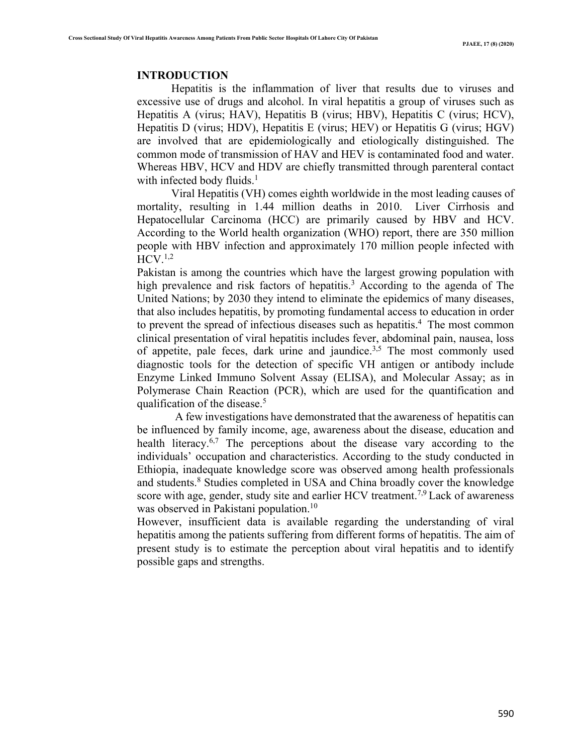## INTRODUCTION

Hepatitis is the inflammation of liver that results due to viruses and excessive use of drugs and alcohol. In viral hepatitis a group of viruses such as Hepatitis A (virus; HAV), Hepatitis B (virus; HBV), Hepatitis C (virus; HCV), Hepatitis D (virus; HDV), Hepatitis E (virus; HEV) or Hepatitis G (virus; HGV) are involved that are epidemiologically and etiologically distinguished. The common mode of transmission of HAV and HEV is contaminated food and water. Whereas HBV, HCV and HDV are chiefly transmitted through parenteral contact with infected body fluids.[1]

Viral Hepatitis (VH) comes eighth worldwide in the most leading causes of mortality, resulting in 1.44 million deaths in 2010. Liver Cirrhosis and Hepatocellular Carcinoma (HCC) are primarily caused by HBV and HCV. According to the World health organization (WHO) report, there are 350 million people with HBV infection and approximately 170 million people infected with HCV.[1,2]

Pakistan is among the countries which have the largest growing population with high prevalence and risk factors of hepatitis.[3] According to the agenda of The United Nations; by 2030 they intend to eliminate the epidemics of many diseases, that also includes hepatitis, by promoting fundamental access to education in order to prevent the spread of infectious diseases such as hepatitis.[4] The most common clinical presentation of viral hepatitis includes fever, abdominal pain, nausea, loss of appetite, pale feces, dark urine and jaundice.[3,5] The most commonly used diagnostic tools for the detection of specific VH antigen or antibody include Enzyme Linked Immuno Solvent Assay (ELISA), and Molecular Assay; as in Polymerase Chain Reaction (PCR), which are used for the quantification and qualification of the disease.[5]

A few investigations have demonstrated that the awareness of hepatitis can be influenced by family income, age, awareness about the disease, education and health literacy.[6,7] The perceptions about the disease vary according to the individuals' occupation and characteristics. According to the study conducted in Ethiopia, inadequate knowledge score was observed among health professionals and students.[8] Studies completed in USA and China broadly cover the knowledge score with age, gender, study site and earlier HCV treatment.[7,9] Lack of awareness was observed in Pakistani population.[10]

However, insufficient data is available regarding the understanding of viral hepatitis among the patients suffering from different forms of hepatitis. The aim of present study is to estimate the perception about viral hepatitis and to identify possible gaps and strengths.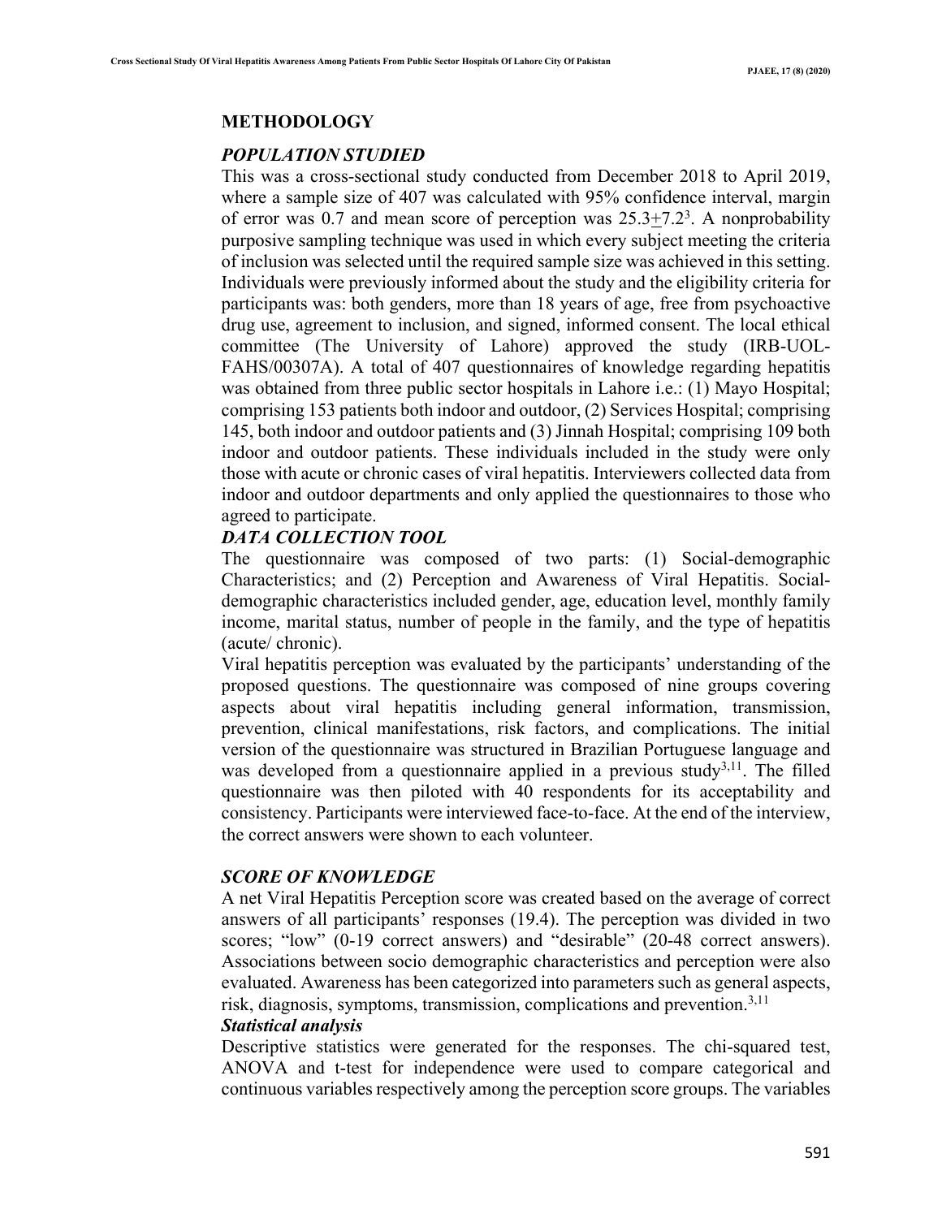## METHODOLOGY

### *POPULATION STUDIED*

This was a cross-sectional study conducted from December 2018 to April 2019, where a sample size of 407 was calculated with 95% confidence interval, margin of error was 0.7 and mean score of perception was $25.3 \pm 7.2$[3]. A nonprobability purposive sampling technique was used in which every subject meeting the criteria of inclusion was selected until the required sample size was achieved in this setting. Individuals were previously informed about the study and the eligibility criteria for participants was: both genders, more than 18 years of age, free from psychoactive drug use, agreement to inclusion, and signed, informed consent. The local ethical committee (The University of Lahore) approved the study (IRB-UOL-FAHS/00307A). A total of 407 questionnaires of knowledge regarding hepatitis was obtained from three public sector hospitals in Lahore i.e.: (1) Mayo Hospital; comprising 153 patients both indoor and outdoor, (2) Services Hospital; comprising 145, both indoor and outdoor patients and (3) Jinnah Hospital; comprising 109 both indoor and outdoor patients. These individuals included in the study were only those with acute or chronic cases of viral hepatitis. Interviewers collected data from indoor and outdoor departments and only applied the questionnaires to those who agreed to participate.

### *DATA COLLECTION TOOL*

The questionnaire was composed of two parts: (1) Social-demographic Characteristics; and (2) Perception and Awareness of Viral Hepatitis. Social-demographic characteristics included gender, age, education level, monthly family income, marital status, number of people in the family, and the type of hepatitis (acute/ chronic).

Viral hepatitis perception was evaluated by the participants' understanding of the proposed questions. The questionnaire was composed of nine groups covering aspects about viral hepatitis including general information, transmission, prevention, clinical manifestations, risk factors, and complications. The initial version of the questionnaire was structured in Brazilian Portuguese language and was developed from a questionnaire applied in a previous study[3,11]. The filled questionnaire was then piloted with 40 respondents for its acceptability and consistency. Participants were interviewed face-to-face. At the end of the interview, the correct answers were shown to each volunteer.

### *SCORE OF KNOWLEDGE*

A net Viral Hepatitis Perception score was created based on the average of correct answers of all participants' responses (19.4). The perception was divided in two scores; "low" (0-19 correct answers) and "desirable" (20-48 correct answers). Associations between socio demographic characteristics and perception were also evaluated. Awareness has been categorized into parameters such as general aspects, risk, diagnosis, symptoms, transmission, complications and prevention.[3,11]

### *Statistical analysis*

Descriptive statistics were generated for the responses. The chi-squared test, ANOVA and t-test for independence were used to compare categorical and continuous variables respectively among the perception score groups. The variables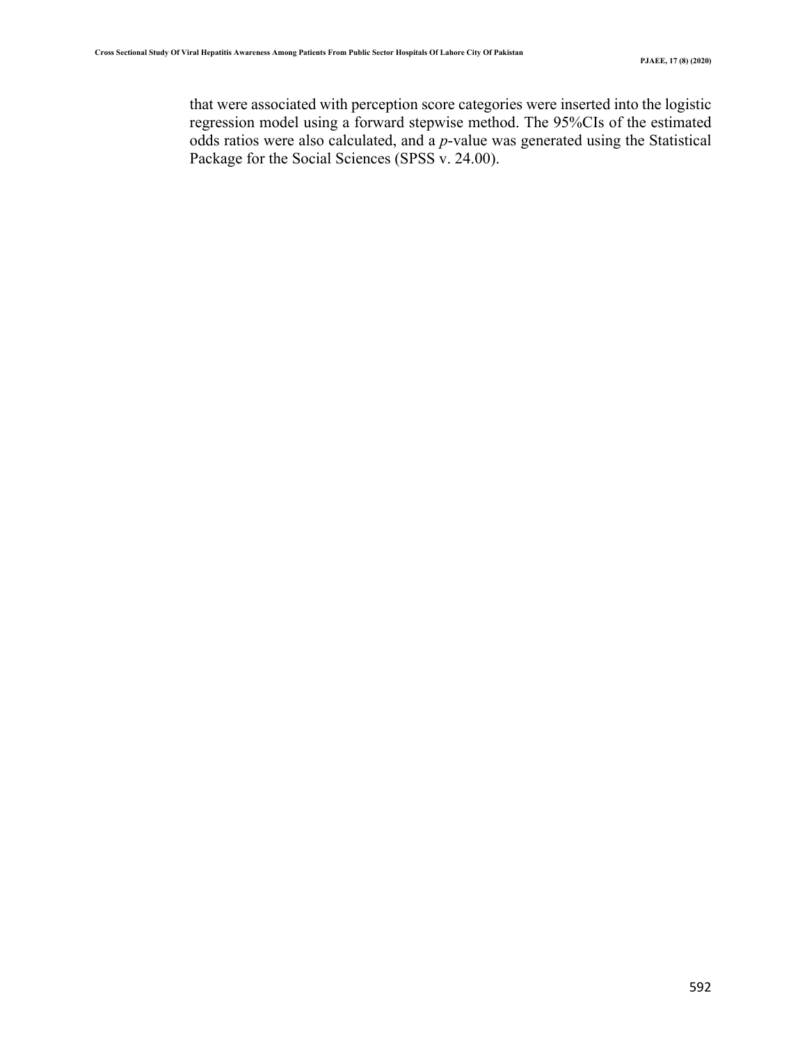that were associated with perception score categories were inserted into the logistic regression model using a forward stepwise method. The 95%CIs of the estimated odds ratios were also calculated, and a *p*-value was generated using the Statistical Package for the Social Sciences (SPSS v. 24.00).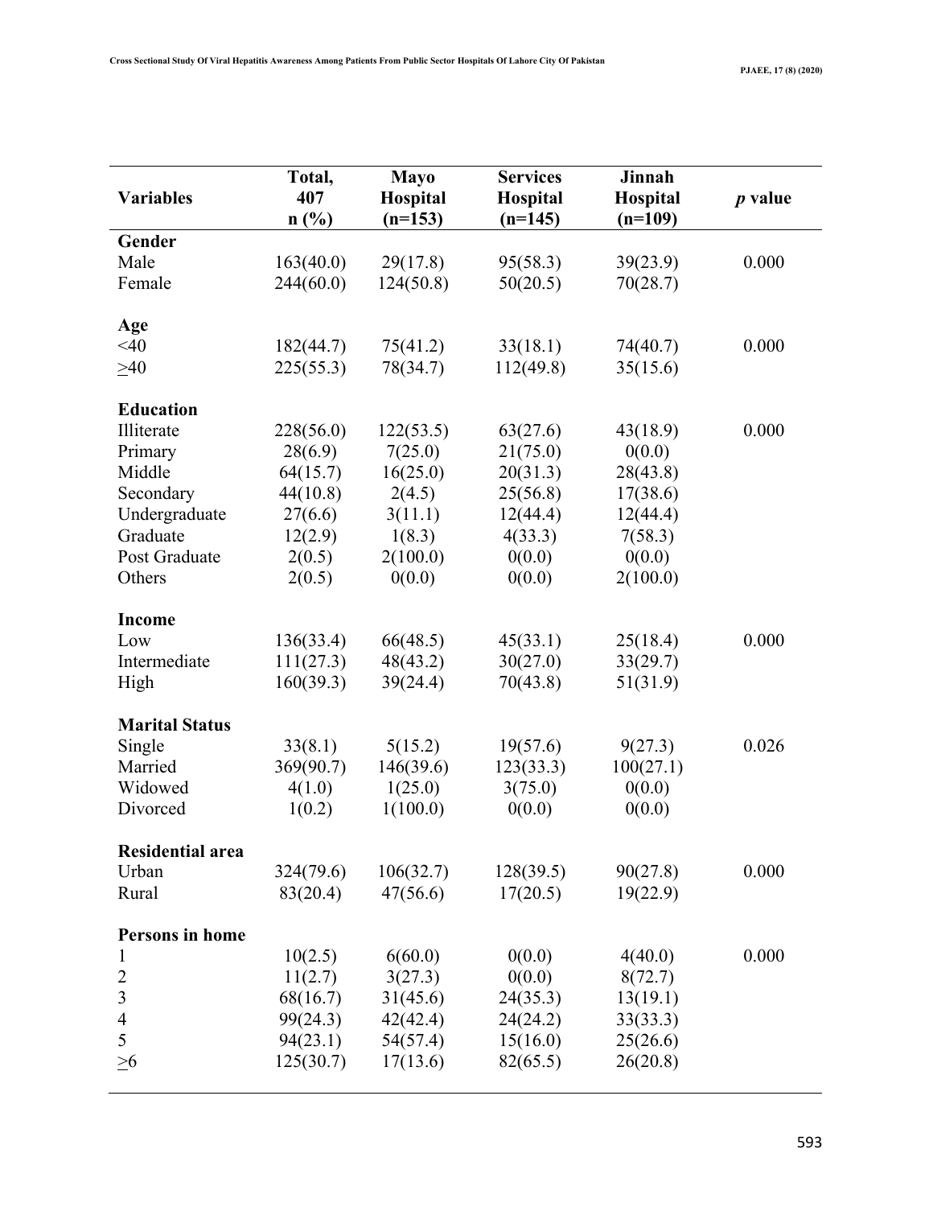| Variables | Total, 407 n (%) | Mayo Hospital (n=153) | Services Hospital (n=145) | Jinnah Hospital (n=109) | *p* value |
|---|---|---|---|---|---|
| **Gender** | | | | | |
| Male | 163(40.0) | 29(17.8) | 95(58.3) | 39(23.9) | 0.000 |
| Female | 244(60.0) | 124(50.8) | 50(20.5) | 70(28.7) | |
| **Age** | | | | | |
| <40 | 182(44.7) | 75(41.2) | 33(18.1) | 74(40.7) | 0.000 |
| ≥40 | 225(55.3) | 78(34.7) | 112(49.8) | 35(15.6) | |
| **Education** | | | | | |
| Illiterate | 228(56.0) | 122(53.5) | 63(27.6) | 43(18.9) | 0.000 |
| Primary | 28(6.9) | 7(25.0) | 21(75.0) | 0(0.0) | |
| Middle | 64(15.7) | 16(25.0) | 20(31.3) | 28(43.8) | |
| Secondary | 44(10.8) | 2(4.5) | 25(56.8) | 17(38.6) | |
| Undergraduate | 27(6.6) | 3(11.1) | 12(44.4) | 12(44.4) | |
| Graduate | 12(2.9) | 1(8.3) | 4(33.3) | 7(58.3) | |
| Post Graduate | 2(0.5) | 2(100.0) | 0(0.0) | 0(0.0) | |
| Others | 2(0.5) | 0(0.0) | 0(0.0) | 2(100.0) | |
| **Income** | | | | | |
| Low | 136(33.4) | 66(48.5) | 45(33.1) | 25(18.4) | 0.000 |
| Intermediate | 111(27.3) | 48(43.2) | 30(27.0) | 33(29.7) | |
| High | 160(39.3) | 39(24.4) | 70(43.8) | 51(31.9) | |
| **Marital Status** | | | | | |
| Single | 33(8.1) | 5(15.2) | 19(57.6) | 9(27.3) | 0.026 |
| Married | 369(90.7) | 146(39.6) | 123(33.3) | 100(27.1) | |
| Widowed | 4(1.0) | 1(25.0) | 3(75.0) | 0(0.0) | |
| Divorced | 1(0.2) | 1(100.0) | 0(0.0) | 0(0.0) | |
| **Residential area** | | | | | |
| Urban | 324(79.6) | 106(32.7) | 128(39.5) | 90(27.8) | 0.000 |
| Rural | 83(20.4) | 47(56.6) | 17(20.5) | 19(22.9) | |
| **Persons in home** | | | | | |
| 1 | 10(2.5) | 6(60.0) | 0(0.0) | 4(40.0) | 0.000 |
| 2 | 11(2.7) | 3(27.3) | 0(0.0) | 8(72.7) | |
| 3 | 68(16.7) | 31(45.6) | 24(35.3) | 13(19.1) | |
| 4 | 99(24.3) | 42(42.4) | 24(24.2) | 33(33.3) | |
| 5 | 94(23.1) | 54(57.4) | 15(16.0) | 25(26.6) | |
| ≥6 | 125(30.7) | 17(13.6) | 82(65.5) | 26(20.8) | |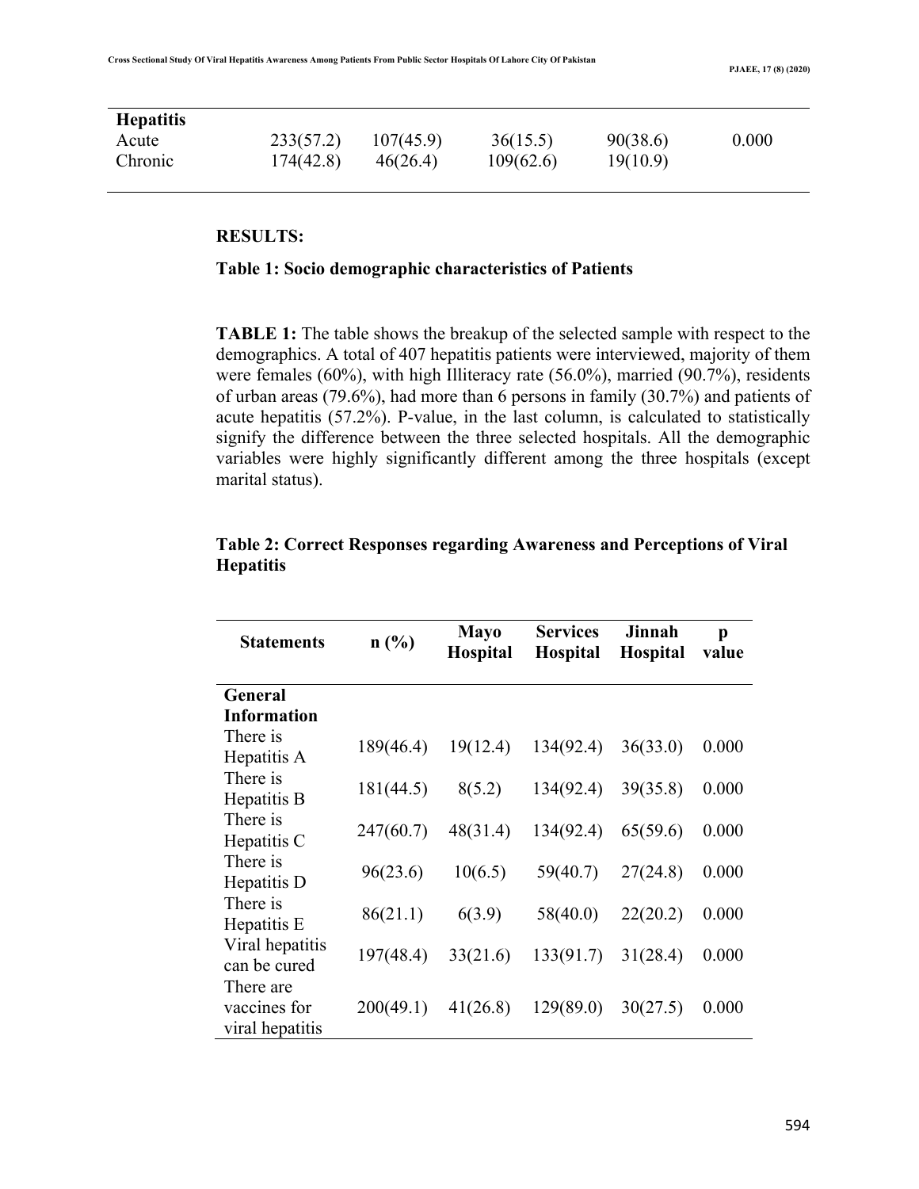| | | | | | |
|---|---|---|---|---|---|
| **Hepatitis** | | | | | |
| Acute | 233(57.2) | 107(45.9) | 36(15.5) | 90(38.6) | 0.000 |
| Chronic | 174(42.8) | 46(26.4) | 109(62.6) | 19(10.9) | |

**RESULTS:**

**Table 1: Socio demographic characteristics of Patients**

**TABLE 1:** The table shows the breakup of the selected sample with respect to the demographics. A total of 407 hepatitis patients were interviewed, majority of them were females (60%), with high Illiteracy rate (56.0%), married (90.7%), residents of urban areas (79.6%), had more than 6 persons in family (30.7%) and patients of acute hepatitis (57.2%). P-value, in the last column, is calculated to statistically signify the difference between the three selected hospitals. All the demographic variables were highly significantly different among the three hospitals (except marital status).

**Table 2: Correct Responses regarding Awareness and Perceptions of Viral Hepatitis**

| Statements | n (%) | Mayo Hospital | Services Hospital | Jinnah Hospital | p value |
|---|---|---|---|---|---|
| **General Information** | | | | | |
| There is Hepatitis A | 189(46.4) | 19(12.4) | 134(92.4) | 36(33.0) | 0.000 |
| There is Hepatitis B | 181(44.5) | 8(5.2) | 134(92.4) | 39(35.8) | 0.000 |
| There is Hepatitis C | 247(60.7) | 48(31.4) | 134(92.4) | 65(59.6) | 0.000 |
| There is Hepatitis D | 96(23.6) | 10(6.5) | 59(40.7) | 27(24.8) | 0.000 |
| There is Hepatitis E | 86(21.1) | 6(3.9) | 58(40.0) | 22(20.2) | 0.000 |
| Viral hepatitis can be cured | 197(48.4) | 33(21.6) | 133(91.7) | 31(28.4) | 0.000 |
| There are vaccines for viral hepatitis | 200(49.1) | 41(26.8) | 129(89.0) | 30(27.5) | 0.000 |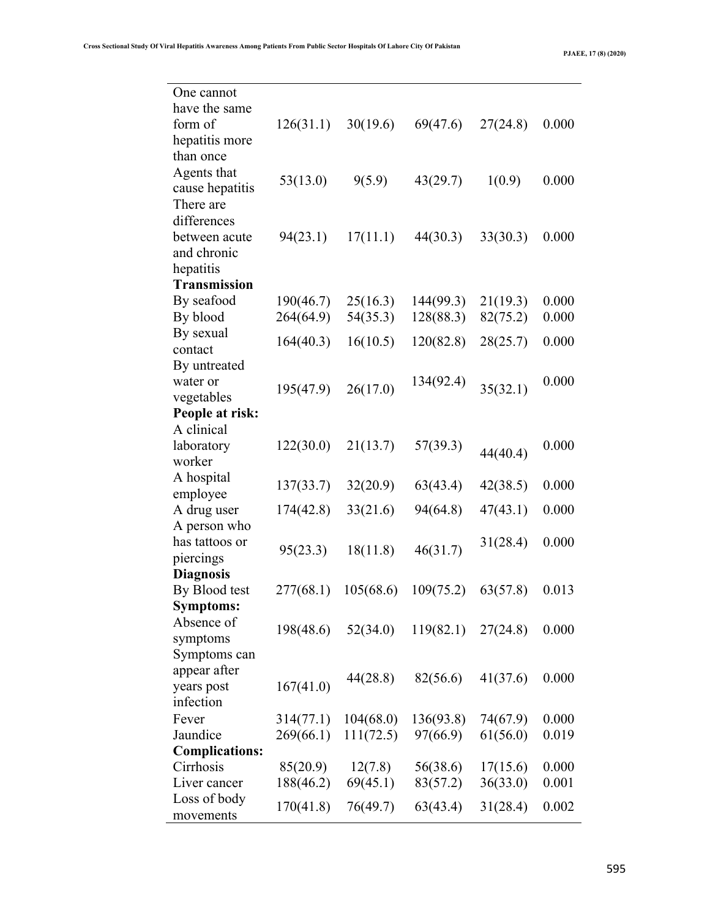| | | | | | |
|---|---|---|---|---|---|
| One cannot have the same form of hepatitis more than once | 126(31.1) | 30(19.6) | 69(47.6) | 27(24.8) | 0.000 |
| Agents that cause hepatitis | 53(13.0) | 9(5.9) | 43(29.7) | 1(0.9) | 0.000 |
| There are differences between acute and chronic hepatitis | 94(23.1) | 17(11.1) | 44(30.3) | 33(30.3) | 0.000 |
| **Transmission** | | | | | |
| By seafood | 190(46.7) | 25(16.3) | 144(99.3) | 21(19.3) | 0.000 |
| By blood | 264(64.9) | 54(35.3) | 128(88.3) | 82(75.2) | 0.000 |
| By sexual contact | 164(40.3) | 16(10.5) | 120(82.8) | 28(25.7) | 0.000 |
| By untreated water or vegetables | 195(47.9) | 26(17.0) | 134(92.4) | 35(32.1) | 0.000 |
| **People at risk:** | | | | | |
| A clinical laboratory worker | 122(30.0) | 21(13.7) | 57(39.3) | 44(40.4) | 0.000 |
| A hospital employee | 137(33.7) | 32(20.9) | 63(43.4) | 42(38.5) | 0.000 |
| A drug user | 174(42.8) | 33(21.6) | 94(64.8) | 47(43.1) | 0.000 |
| A person who has tattoos or piercings | 95(23.3) | 18(11.8) | 46(31.7) | 31(28.4) | 0.000 |
| **Diagnosis** | | | | | |
| By Blood test | 277(68.1) | 105(68.6) | 109(75.2) | 63(57.8) | 0.013 |
| **Symptoms:** | | | | | |
| Absence of symptoms | 198(48.6) | 52(34.0) | 119(82.1) | 27(24.8) | 0.000 |
| Symptoms can appear after years post infection | 167(41.0) | 44(28.8) | 82(56.6) | 41(37.6) | 0.000 |
| Fever | 314(77.1) | 104(68.0) | 136(93.8) | 74(67.9) | 0.000 |
| Jaundice | 269(66.1) | 111(72.5) | 97(66.9) | 61(56.0) | 0.019 |
| **Complications:** | | | | | |
| Cirrhosis | 85(20.9) | 12(7.8) | 56(38.6) | 17(15.6) | 0.000 |
| Liver cancer | 188(46.2) | 69(45.1) | 83(57.2) | 36(33.0) | 0.001 |
| Loss of body movements | 170(41.8) | 76(49.7) | 63(43.4) | 31(28.4) | 0.002 |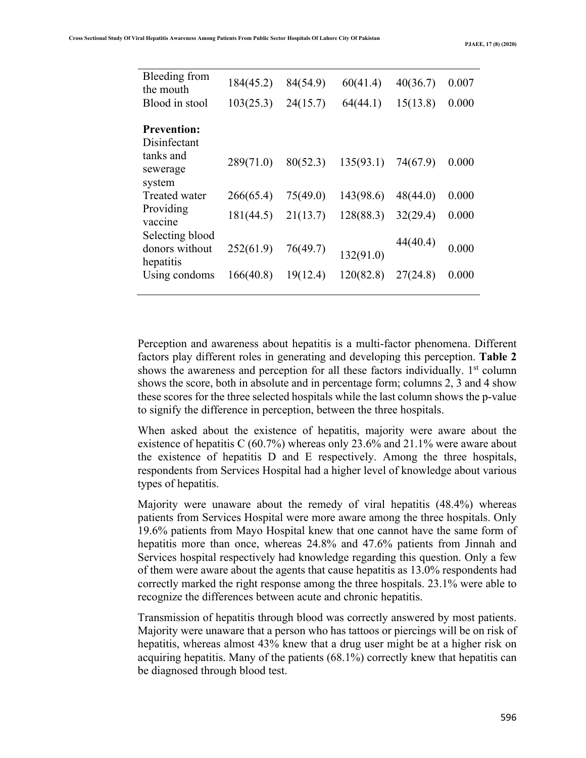| | | | | | |
|---|---|---|---|---|---|
| Bleeding from the mouth | 184(45.2) | 84(54.9) | 60(41.4) | 40(36.7) | 0.007 |
| Blood in stool | 103(25.3) | 24(15.7) | 64(44.1) | 15(13.8) | 0.000 |
| **Prevention:** | | | | | |
| Disinfectant tanks and sewerage system | 289(71.0) | 80(52.3) | 135(93.1) | 74(67.9) | 0.000 |
| Treated water | 266(65.4) | 75(49.0) | 143(98.6) | 48(44.0) | 0.000 |
| Providing vaccine | 181(44.5) | 21(13.7) | 128(88.3) | 32(29.4) | 0.000 |
| Selecting blood donors without hepatitis | 252(61.9) | 76(49.7) | 132(91.0) | 44(40.4) | 0.000 |
| Using condoms | 166(40.8) | 19(12.4) | 120(82.8) | 27(24.8) | 0.000 |

Perception and awareness about hepatitis is a multi-factor phenomena. Different factors play different roles in generating and developing this perception. **Table 2** shows the awareness and perception for all these factors individually. 1st column shows the score, both in absolute and in percentage form; columns 2, 3 and 4 show these scores for the three selected hospitals while the last column shows the p-value to signify the difference in perception, between the three hospitals.

When asked about the existence of hepatitis, majority were aware about the existence of hepatitis C (60.7%) whereas only 23.6% and 21.1% were aware about the existence of hepatitis D and E respectively. Among the three hospitals, respondents from Services Hospital had a higher level of knowledge about various types of hepatitis.

Majority were unaware about the remedy of viral hepatitis (48.4%) whereas patients from Services Hospital were more aware among the three hospitals. Only 19.6% patients from Mayo Hospital knew that one cannot have the same form of hepatitis more than once, whereas 24.8% and 47.6% patients from Jinnah and Services hospital respectively had knowledge regarding this question. Only a few of them were aware about the agents that cause hepatitis as 13.0% respondents had correctly marked the right response among the three hospitals. 23.1% were able to recognize the differences between acute and chronic hepatitis.

Transmission of hepatitis through blood was correctly answered by most patients. Majority were unaware that a person who has tattoos or piercings will be on risk of hepatitis, whereas almost 43% knew that a drug user might be at a higher risk on acquiring hepatitis. Many of the patients (68.1%) correctly knew that hepatitis can be diagnosed through blood test.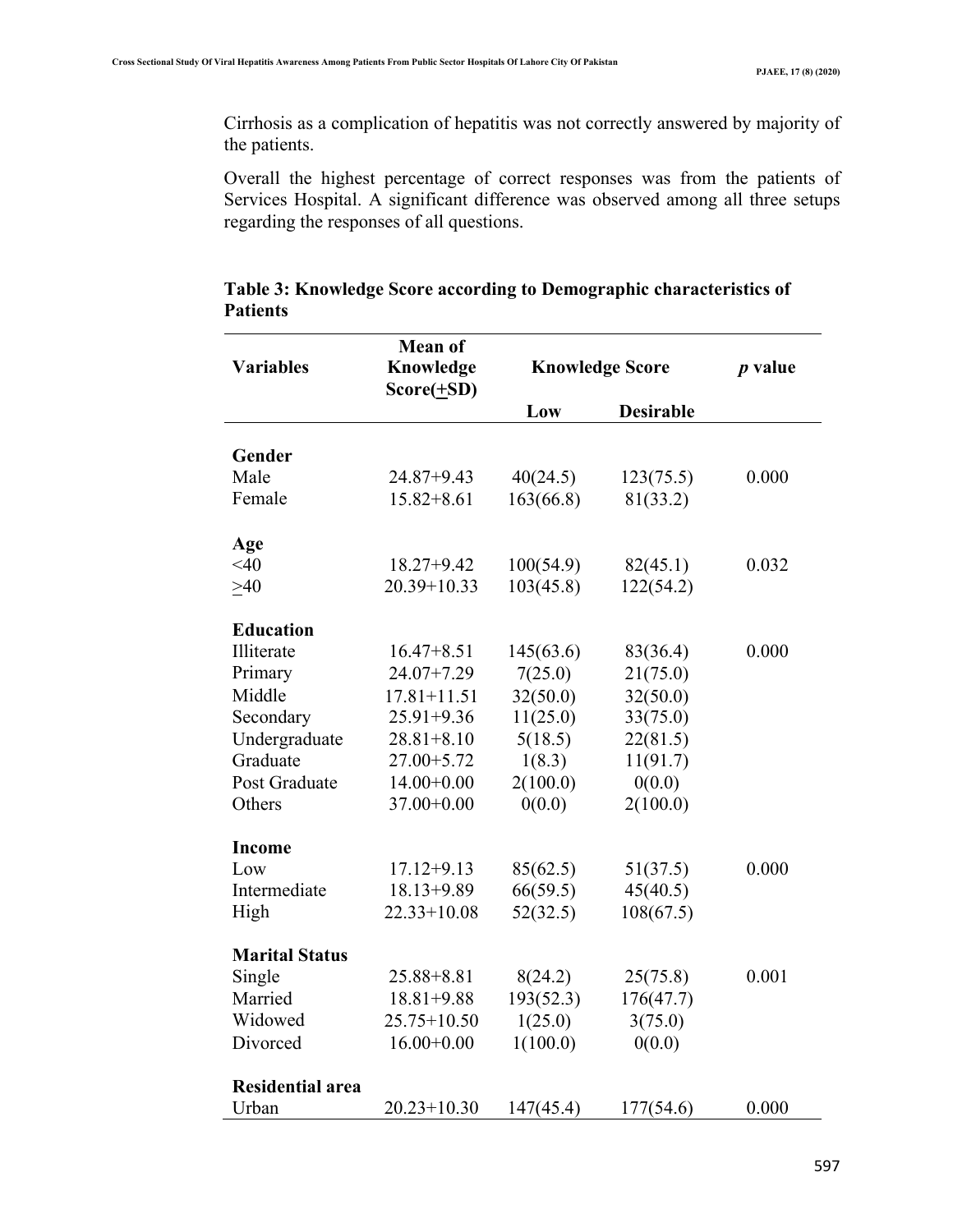Cirrhosis as a complication of hepatitis was not correctly answered by majority of the patients.

Overall the highest percentage of correct responses was from the patients of Services Hospital. A significant difference was observed among all three setups regarding the responses of all questions.

**Table 3: Knowledge Score according to Demographic characteristics of Patients**

| Variables | Mean of Knowledge Score(+SD) | Knowledge Score | | *p* value |
|---|---|---|---|---|
| | | Low | Desirable | |
| **Gender** | | | | |
| Male | 24.87+9.43 | 40(24.5) | 123(75.5) | 0.000 |
| Female | 15.82+8.61 | 163(66.8) | 81(33.2) | |
| **Age** | | | | |
| <40 | 18.27+9.42 | 100(54.9) | 82(45.1) | 0.032 |
| >40 | 20.39+10.33 | 103(45.8) | 122(54.2) | |
| **Education** | | | | |
| Illiterate | 16.47+8.51 | 145(63.6) | 83(36.4) | 0.000 |
| Primary | 24.07+7.29 | 7(25.0) | 21(75.0) | |
| Middle | 17.81+11.51 | 32(50.0) | 32(50.0) | |
| Secondary | 25.91+9.36 | 11(25.0) | 33(75.0) | |
| Undergraduate | 28.81+8.10 | 5(18.5) | 22(81.5) | |
| Graduate | 27.00+5.72 | 1(8.3) | 11(91.7) | |
| Post Graduate | 14.00+0.00 | 2(100.0) | 0(0.0) | |
| Others | 37.00+0.00 | 0(0.0) | 2(100.0) | |
| **Income** | | | | |
| Low | 17.12+9.13 | 85(62.5) | 51(37.5) | 0.000 |
| Intermediate | 18.13+9.89 | 66(59.5) | 45(40.5) | |
| High | 22.33+10.08 | 52(32.5) | 108(67.5) | |
| **Marital Status** | | | | |
| Single | 25.88+8.81 | 8(24.2) | 25(75.8) | 0.001 |
| Married | 18.81+9.88 | 193(52.3) | 176(47.7) | |
| Widowed | 25.75+10.50 | 1(25.0) | 3(75.0) | |
| Divorced | 16.00+0.00 | 1(100.0) | 0(0.0) | |
| **Residential area** | | | | |
| Urban | 20.23+10.30 | 147(45.4) | 177(54.6) | 0.000 |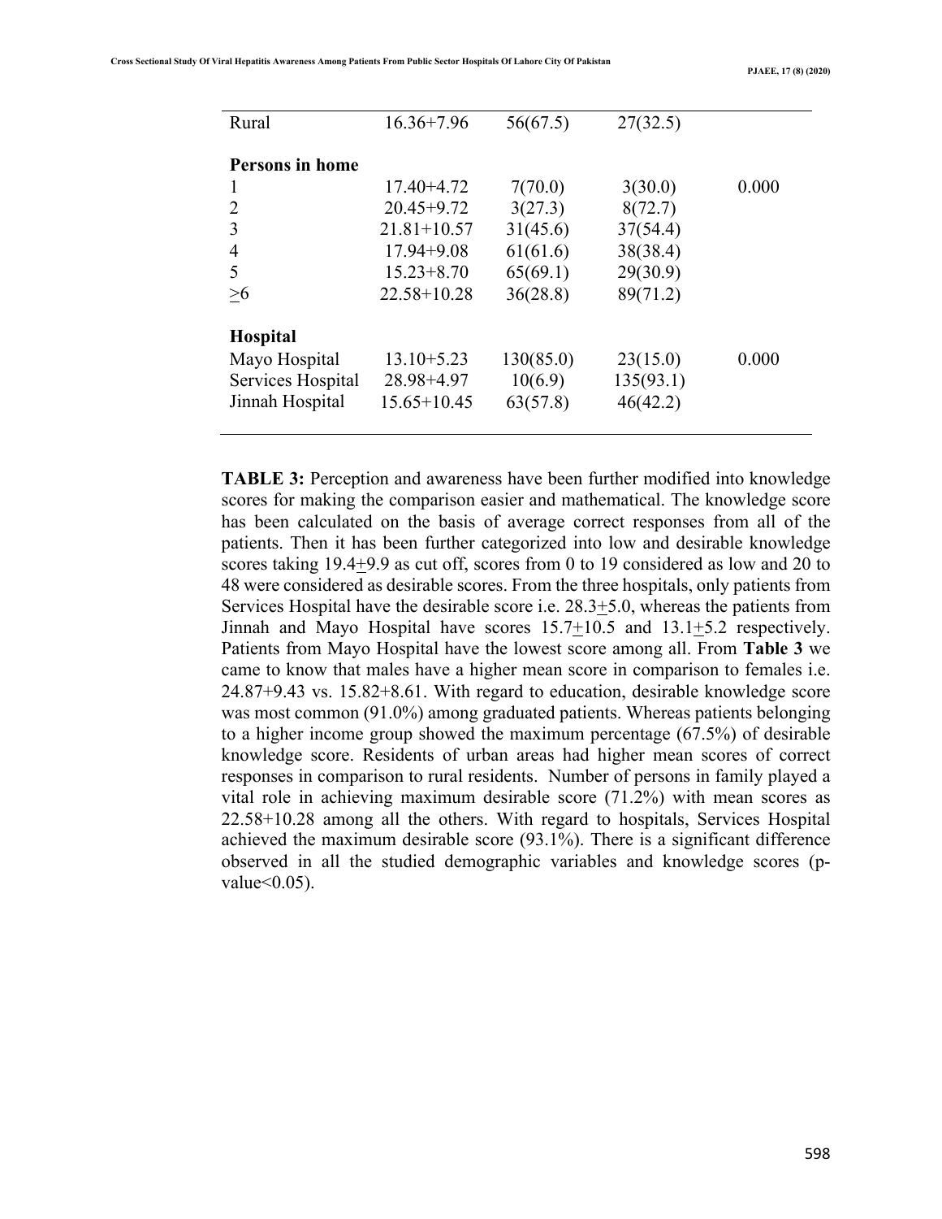| | | | | |
|---|---|---|---|---|
| Rural | 16.36+7.96 | 56(67.5) | 27(32.5) | |
| **Persons in home** | | | | |
| 1 | 17.40+4.72 | 7(70.0) | 3(30.0) | 0.000 |
| 2 | 20.45+9.72 | 3(27.3) | 8(72.7) | |
| 3 | 21.81+10.57 | 31(45.6) | 37(54.4) | |
| 4 | 17.94+9.08 | 61(61.6) | 38(38.4) | |
| 5 | 15.23+8.70 | 65(69.1) | 29(30.9) | |
| >6 | 22.58+10.28 | 36(28.8) | 89(71.2) | |
| **Hospital** | | | | |
| Mayo Hospital | 13.10+5.23 | 130(85.0) | 23(15.0) | 0.000 |
| Services Hospital | 28.98+4.97 | 10(6.9) | 135(93.1) | |
| Jinnah Hospital | 15.65+10.45 | 63(57.8) | 46(42.2) | |

**TABLE 3:** Perception and awareness have been further modified into knowledge scores for making the comparison easier and mathematical. The knowledge score has been calculated on the basis of average correct responses from all of the patients. Then it has been further categorized into low and desirable knowledge scores taking 19.4±9.9 as cut off, scores from 0 to 19 considered as low and 20 to 48 were considered as desirable scores. From the three hospitals, only patients from Services Hospital have the desirable score i.e. 28.3±5.0, whereas the patients from Jinnah and Mayo Hospital have scores 15.7±10.5 and 13.1±5.2 respectively. Patients from Mayo Hospital have the lowest score among all. From **Table 3** we came to know that males have a higher mean score in comparison to females i.e. 24.87+9.43 vs. 15.82+8.61. With regard to education, desirable knowledge score was most common (91.0%) among graduated patients. Whereas patients belonging to a higher income group showed the maximum percentage (67.5%) of desirable knowledge score. Residents of urban areas had higher mean scores of correct responses in comparison to rural residents. Number of persons in family played a vital role in achieving maximum desirable score (71.2%) with mean scores as 22.58+10.28 among all the others. With regard to hospitals, Services Hospital achieved the maximum desirable score (93.1%). There is a significant difference observed in all the studied demographic variables and knowledge scores (p-value<0.05).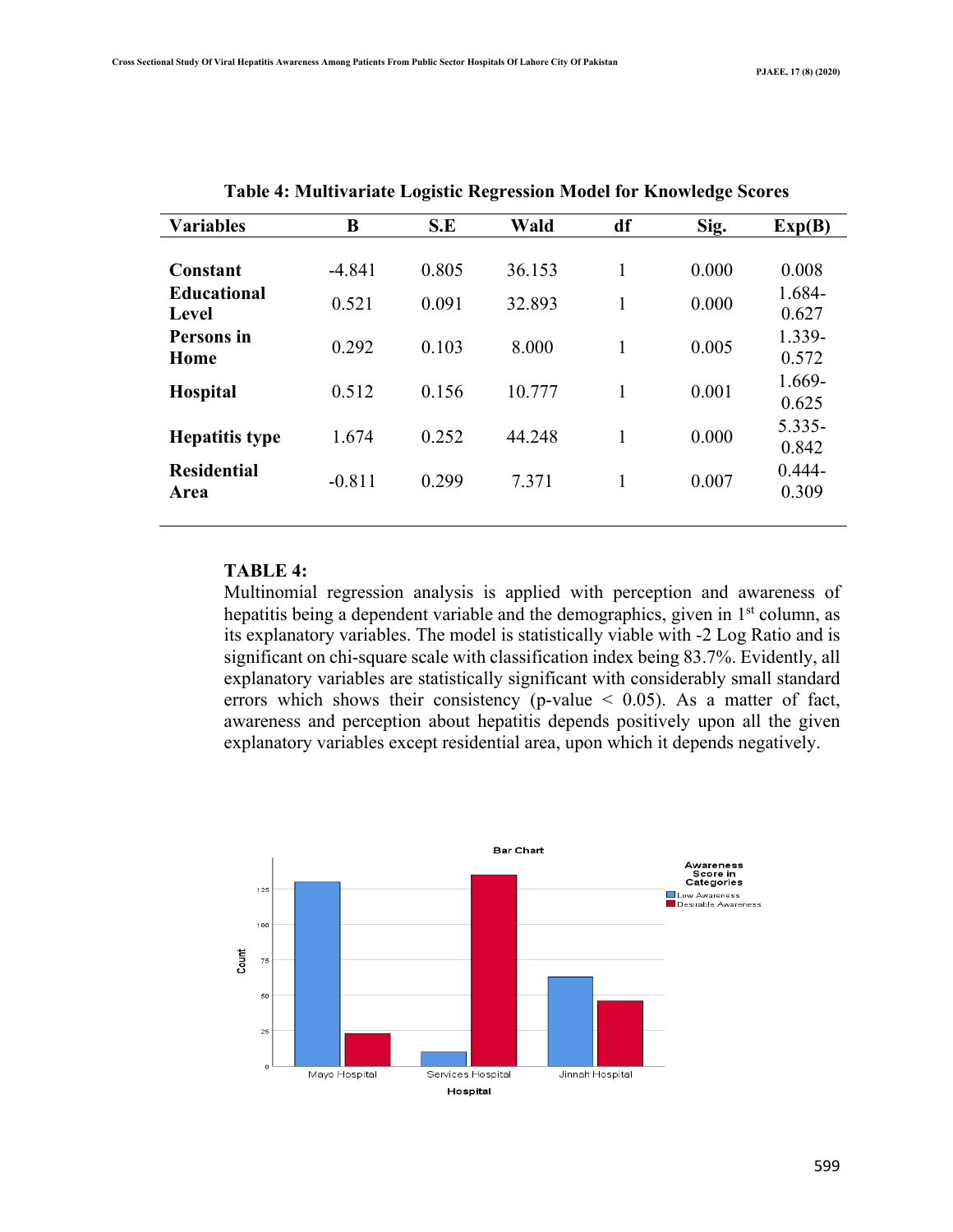**Table 4: Multivariate Logistic Regression Model for Knowledge Scores**

| Variables | B | S.E | Wald | df | Sig. | Exp(B) |
|---|---|---|---|---|---|---|
| **Constant** | -4.841 | 0.805 | 36.153 | 1 | 0.000 | 0.008 |
| **Educational Level** | 0.521 | 0.091 | 32.893 | 1 | 0.000 | 1.684-0.627 |
| **Persons in Home** | 0.292 | 0.103 | 8.000 | 1 | 0.005 | 1.339-0.572 |
| **Hospital** | 0.512 | 0.156 | 10.777 | 1 | 0.001 | 1.669-0.625 |
| **Hepatitis type** | 1.674 | 0.252 | 44.248 | 1 | 0.000 | 5.335-0.842 |
| **Residential Area** | -0.811 | 0.299 | 7.371 | 1 | 0.007 | 0.444-0.309 |

**TABLE 4:**

Multinomial regression analysis is applied with perception and awareness of hepatitis being a dependent variable and the demographics, given in 1st column, as its explanatory variables. The model is statistically viable with -2 Log Ratio and is significant on chi-square scale with classification index being 83.7%. Evidently, all explanatory variables are statistically significant with considerably small standard errors which shows their consistency ($p$-value $< 0.05$). As a matter of fact, awareness and perception about hepatitis depends positively upon all the given explanatory variables except residential area, upon which it depends negatively.

Bar Chart

| Hospital | Low Awareness | Desirable Awareness |
|---|---|---|
| Mayo Hospital | ~130 | ~23 |
| Services Hospital | ~10 | ~135 |
| Jinnah Hospital | ~63 | ~46 |

Awareness Score in Categories: Low Awareness, Desirable Awareness (y-axis: Count; x-axis: Hospital)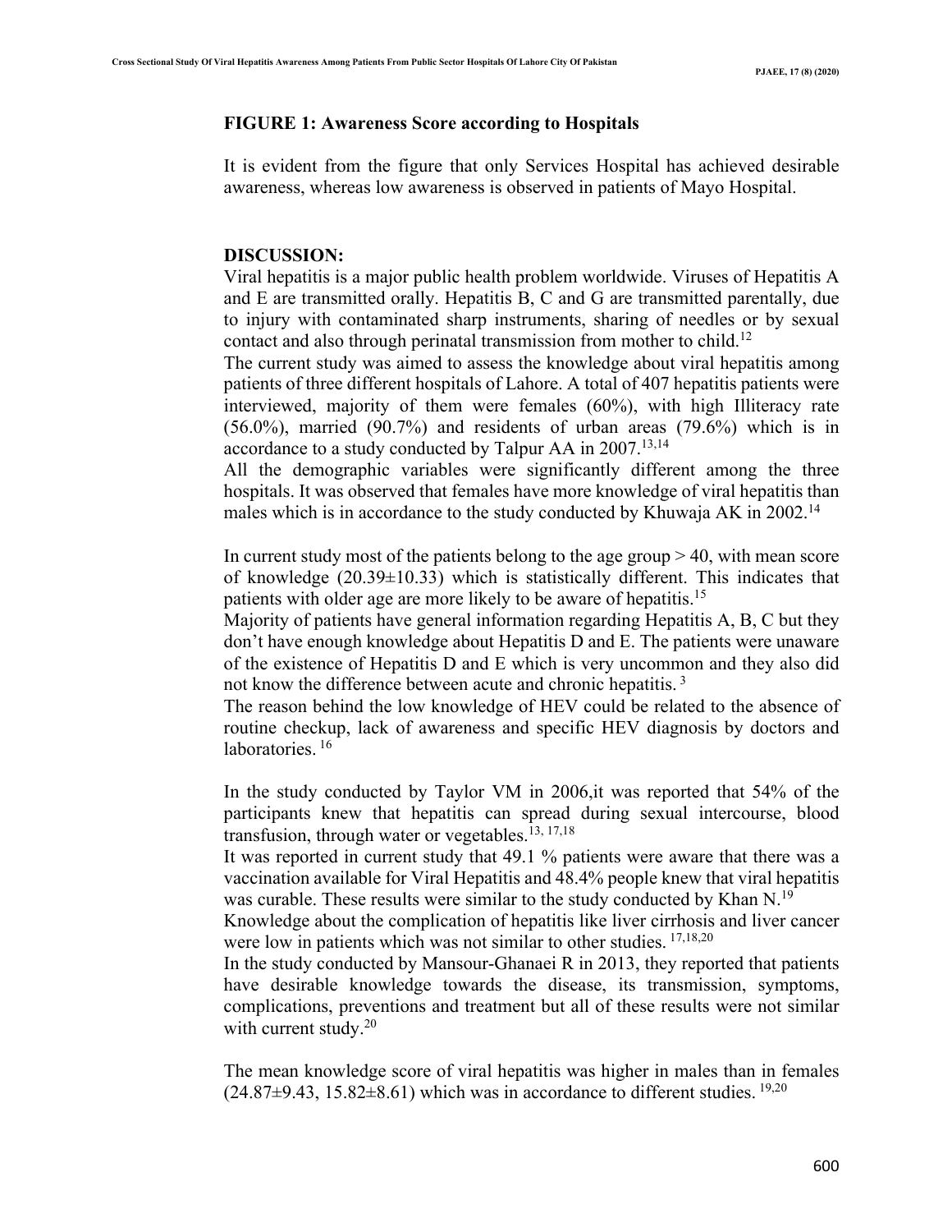**FIGURE 1: Awareness Score according to Hospitals**

It is evident from the figure that only Services Hospital has achieved desirable awareness, whereas low awareness is observed in patients of Mayo Hospital.

## DISCUSSION:

Viral hepatitis is a major public health problem worldwide. Viruses of Hepatitis A and E are transmitted orally. Hepatitis B, C and G are transmitted parentally, due to injury with contaminated sharp instruments, sharing of needles or by sexual contact and also through perinatal transmission from mother to child.[12]

The current study was aimed to assess the knowledge about viral hepatitis among patients of three different hospitals of Lahore. A total of 407 hepatitis patients were interviewed, majority of them were females (60%), with high Illiteracy rate (56.0%), married (90.7%) and residents of urban areas (79.6%) which is in accordance to a study conducted by Talpur AA in 2007.[13,14]

All the demographic variables were significantly different among the three hospitals. It was observed that females have more knowledge of viral hepatitis than males which is in accordance to the study conducted by Khuwaja AK in 2002.[14]

In current study most of the patients belong to the age group > 40, with mean score of knowledge (20.39±10.33) which is statistically different. This indicates that patients with older age are more likely to be aware of hepatitis.[15]

Majority of patients have general information regarding Hepatitis A, B, C but they don't have enough knowledge about Hepatitis D and E. The patients were unaware of the existence of Hepatitis D and E which is very uncommon and they also did not know the difference between acute and chronic hepatitis.[3]

The reason behind the low knowledge of HEV could be related to the absence of routine checkup, lack of awareness and specific HEV diagnosis by doctors and laboratories.[16]

In the study conducted by Taylor VM in 2006,it was reported that 54% of the participants knew that hepatitis can spread during sexual intercourse, blood transfusion, through water or vegetables.[13, 17,18]

It was reported in current study that 49.1 % patients were aware that there was a vaccination available for Viral Hepatitis and 48.4% people knew that viral hepatitis was curable. These results were similar to the study conducted by Khan N.[19]

Knowledge about the complication of hepatitis like liver cirrhosis and liver cancer were low in patients which was not similar to other studies.[17,18,20]

In the study conducted by Mansour-Ghanaei R in 2013, they reported that patients have desirable knowledge towards the disease, its transmission, symptoms, complications, preventions and treatment but all of these results were not similar with current study.[20]

The mean knowledge score of viral hepatitis was higher in males than in females (24.87±9.43, 15.82±8.61) which was in accordance to different studies.[19,20]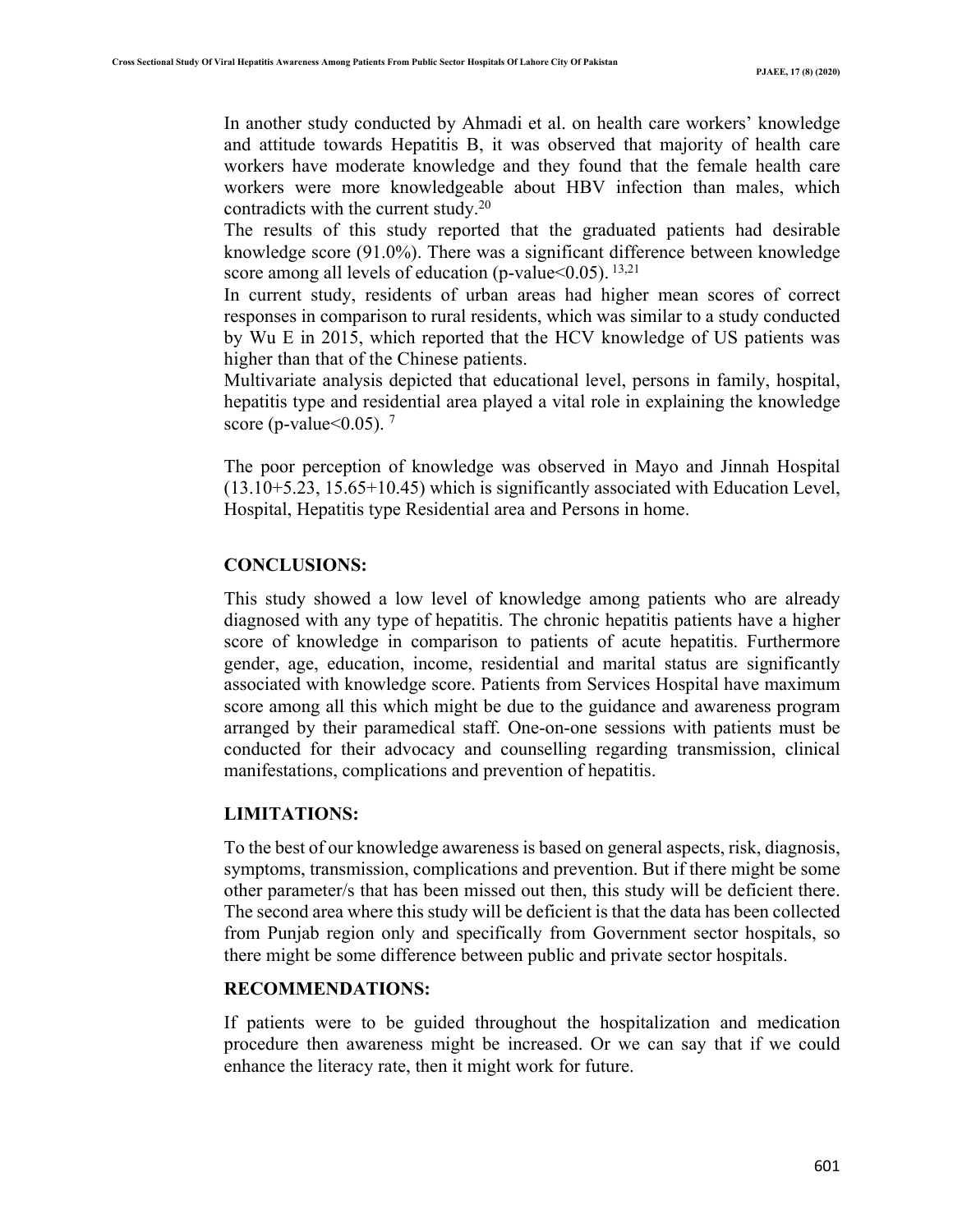In another study conducted by Ahmadi et al. on health care workers' knowledge and attitude towards Hepatitis B, it was observed that majority of health care workers have moderate knowledge and they found that the female health care workers were more knowledgeable about HBV infection than males, which contradicts with the current study.[20]

The results of this study reported that the graduated patients had desirable knowledge score (91.0%). There was a significant difference between knowledge score among all levels of education (p-value<0.05). [13,21]

In current study, residents of urban areas had higher mean scores of correct responses in comparison to rural residents, which was similar to a study conducted by Wu E in 2015, which reported that the HCV knowledge of US patients was higher than that of the Chinese patients.

Multivariate analysis depicted that educational level, persons in family, hospital, hepatitis type and residential area played a vital role in explaining the knowledge score (p-value<0.05). [7]

The poor perception of knowledge was observed in Mayo and Jinnah Hospital (13.10+5.23, 15.65+10.45) which is significantly associated with Education Level, Hospital, Hepatitis type Residential area and Persons in home.

## CONCLUSIONS:

This study showed a low level of knowledge among patients who are already diagnosed with any type of hepatitis. The chronic hepatitis patients have a higher score of knowledge in comparison to patients of acute hepatitis. Furthermore gender, age, education, income, residential and marital status are significantly associated with knowledge score. Patients from Services Hospital have maximum score among all this which might be due to the guidance and awareness program arranged by their paramedical staff. One-on-one sessions with patients must be conducted for their advocacy and counselling regarding transmission, clinical manifestations, complications and prevention of hepatitis.

## LIMITATIONS:

To the best of our knowledge awareness is based on general aspects, risk, diagnosis, symptoms, transmission, complications and prevention. But if there might be some other parameter/s that has been missed out then, this study will be deficient there. The second area where this study will be deficient is that the data has been collected from Punjab region only and specifically from Government sector hospitals, so there might be some difference between public and private sector hospitals.

## RECOMMENDATIONS:

If patients were to be guided throughout the hospitalization and medication procedure then awareness might be increased. Or we can say that if we could enhance the literacy rate, then it might work for future.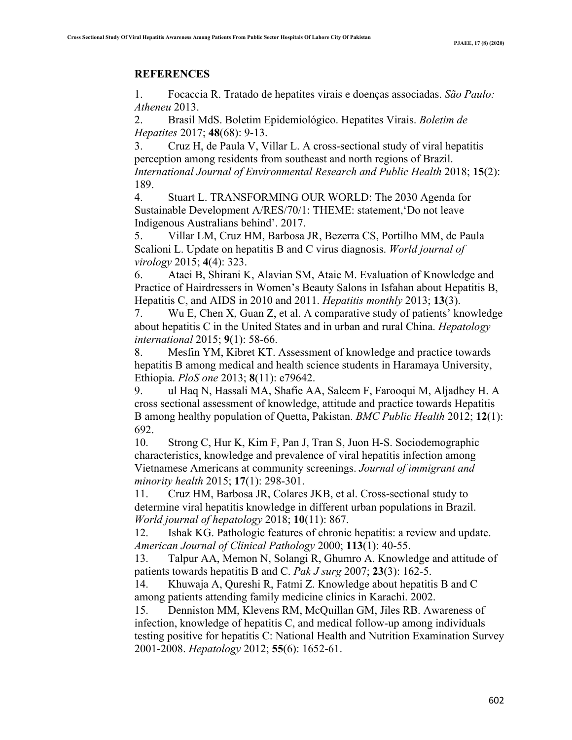## REFERENCES

1. Focaccia R. Tratado de hepatites virais e doenças associadas. *São Paulo: Atheneu* 2013.
2. Brasil MdS. Boletim Epidemiológico. Hepatites Virais. *Boletim de Hepatites* 2017; **48**(68): 9-13.
3. Cruz H, de Paula V, Villar L. A cross-sectional study of viral hepatitis perception among residents from southeast and north regions of Brazil. *International Journal of Environmental Research and Public Health* 2018; **15**(2): 189.
4. Stuart L. TRANSFORMING OUR WORLD: The 2030 Agenda for Sustainable Development A/RES/70/1: THEME: statement,'Do not leave Indigenous Australians behind'. 2017.
5. Villar LM, Cruz HM, Barbosa JR, Bezerra CS, Portilho MM, de Paula Scalioni L. Update on hepatitis B and C virus diagnosis. *World journal of virology* 2015; **4**(4): 323.
6. Ataei B, Shirani K, Alavian SM, Ataie M. Evaluation of Knowledge and Practice of Hairdressers in Women's Beauty Salons in Isfahan about Hepatitis B, Hepatitis C, and AIDS in 2010 and 2011. *Hepatitis monthly* 2013; **13**(3).
7. Wu E, Chen X, Guan Z, et al. A comparative study of patients' knowledge about hepatitis C in the United States and in urban and rural China. *Hepatology international* 2015; **9**(1): 58-66.
8. Mesfin YM, Kibret KT. Assessment of knowledge and practice towards hepatitis B among medical and health science students in Haramaya University, Ethiopia. *PloS one* 2013; **8**(11): e79642.
9. ul Haq N, Hassali MA, Shafie AA, Saleem F, Farooqui M, Aljadhey H. A cross sectional assessment of knowledge, attitude and practice towards Hepatitis B among healthy population of Quetta, Pakistan. *BMC Public Health* 2012; **12**(1): 692.
10. Strong C, Hur K, Kim F, Pan J, Tran S, Juon H-S. Sociodemographic characteristics, knowledge and prevalence of viral hepatitis infection among Vietnamese Americans at community screenings. *Journal of immigrant and minority health* 2015; **17**(1): 298-301.
11. Cruz HM, Barbosa JR, Colares JKB, et al. Cross-sectional study to determine viral hepatitis knowledge in different urban populations in Brazil. *World journal of hepatology* 2018; **10**(11): 867.
12. Ishak KG. Pathologic features of chronic hepatitis: a review and update. *American Journal of Clinical Pathology* 2000; **113**(1): 40-55.
13. Talpur AA, Memon N, Solangi R, Ghumro A. Knowledge and attitude of patients towards hepatitis B and C. *Pak J surg* 2007; **23**(3): 162-5.
14. Khuwaja A, Qureshi R, Fatmi Z. Knowledge about hepatitis B and C among patients attending family medicine clinics in Karachi. 2002.
15. Denniston MM, Klevens RM, McQuillan GM, Jiles RB. Awareness of infection, knowledge of hepatitis C, and medical follow-up among individuals testing positive for hepatitis C: National Health and Nutrition Examination Survey 2001-2008. *Hepatology* 2012; **55**(6): 1652-61.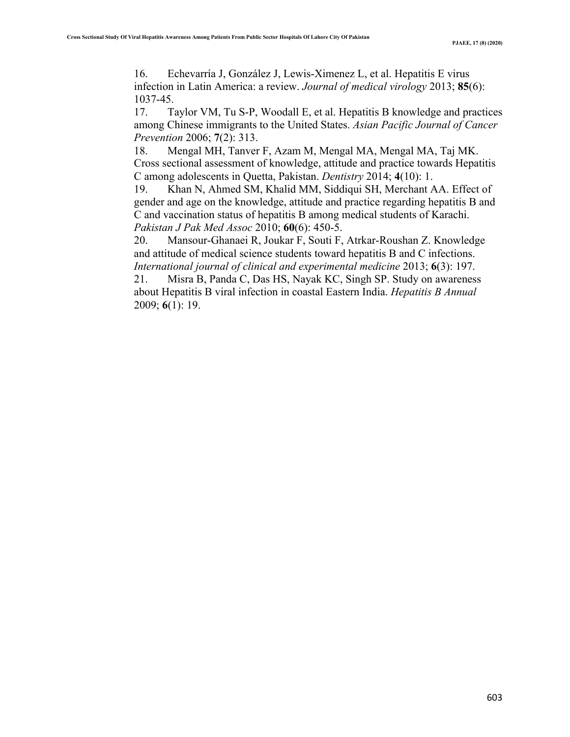16. Echevarría J, González J, Lewis-Ximenez L, et al. Hepatitis E virus infection in Latin America: a review. *Journal of medical virology* 2013; **85**(6): 1037-45.

17. Taylor VM, Tu S-P, Woodall E, et al. Hepatitis B knowledge and practices among Chinese immigrants to the United States. *Asian Pacific Journal of Cancer Prevention* 2006; **7**(2): 313.

18. Mengal MH, Tanver F, Azam M, Mengal MA, Mengal MA, Taj MK. Cross sectional assessment of knowledge, attitude and practice towards Hepatitis C among adolescents in Quetta, Pakistan. *Dentistry* 2014; **4**(10): 1.

19. Khan N, Ahmed SM, Khalid MM, Siddiqui SH, Merchant AA. Effect of gender and age on the knowledge, attitude and practice regarding hepatitis B and C and vaccination status of hepatitis B among medical students of Karachi. *Pakistan J Pak Med Assoc* 2010; **60**(6): 450-5.

20. Mansour-Ghanaei R, Joukar F, Souti F, Atrkar-Roushan Z. Knowledge and attitude of medical science students toward hepatitis B and C infections. *International journal of clinical and experimental medicine* 2013; **6**(3): 197.

21. Misra B, Panda C, Das HS, Nayak KC, Singh SP. Study on awareness about Hepatitis B viral infection in coastal Eastern India. *Hepatitis B Annual* 2009; **6**(1): 19.